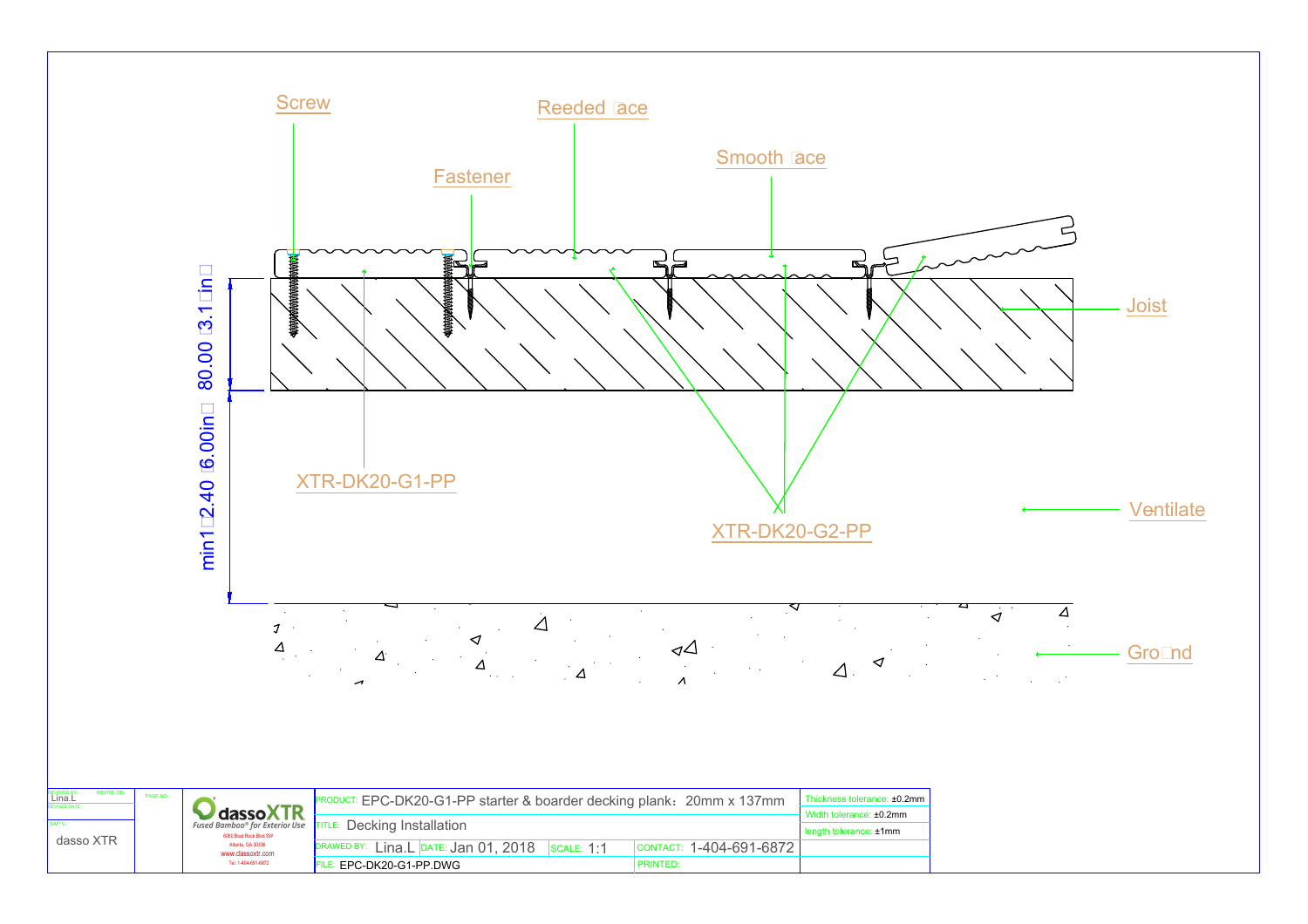Screw

Reeded Face

Smooth Face

Fastener

Joist

Ventilate

Ground

XTR-DK20-G1-PP

XTR-DK20-G2-PP

80.00 (3.1 in)

min152.40 (6.00in)

| REVISED BY: Lina.L | REVISE ON: | PAGE NO: | dassoXTR Fused Bamboo® for Exterior Use 6060 Boat Rock Blvd SW Atlanta, GA 30336 www.dassoxtr.com Tel: 1-404-691-6872 | PRODUCT: EPC-DK20-G1-PP starter & boarder decking plank：20mm x 137mm | | | | Thickness tolerance: ±0.2mm |
|---|---|---|---|---|---|---|---|---|
| REVISED DATE: | | | | TITLE: Decking Installation | | | | Width tolerance: ±0.2mm |
| SAP-V: dasso XTR | | | | DRAWED BY: Lina.L | DATE: Jan 01, 2018 | SCALE: 1:1 | CONTACT: 1-404-691-6872 | length tolerance: ±1mm |
| | | | | FILE: EPC-DK20-G1-PP.DWG | | | PRINTED: | |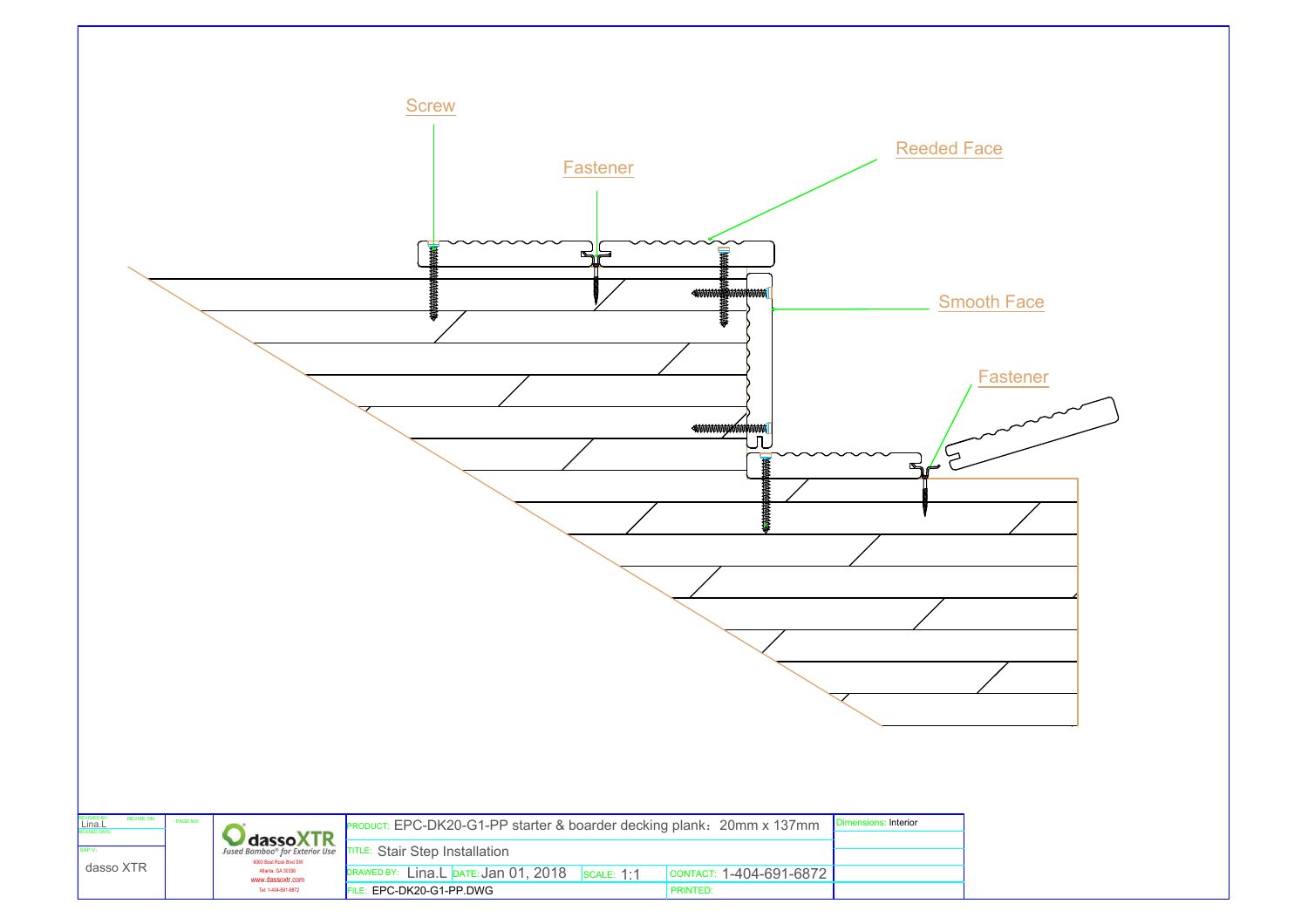Screw

Fastener

Reeded Face

Smooth Face

Fastener

| REVISED BY: Lina.L | REVISE ON: | PAGE NO: | dassoXTR Fused Bamboo® for Exterior Use 6060 Boat Rock Blvd SW Atlanta, GA 30336 www.dassoxtr.com Tel: 1-404-691-6872 | PRODUCT: EPC-DK20-G1-PP starter & boarder decking plank：20mm x 137mm | | | | Dimensions: Interior |
|---|---|---|---|---|---|---|---|---|
| REVISED DATE: | | | | TITLE: Stair Step Installation | | | | |
| SAP-V: dasso XTR | | | | DRAWED BY: Lina.L | DATE: Jan 01, 2018 | SCALE: 1:1 | CONTACT: 1-404-691-6872 | |
| | | | | FILE: EPC-DK20-G1-PP.DWG | | | PRINTED: | |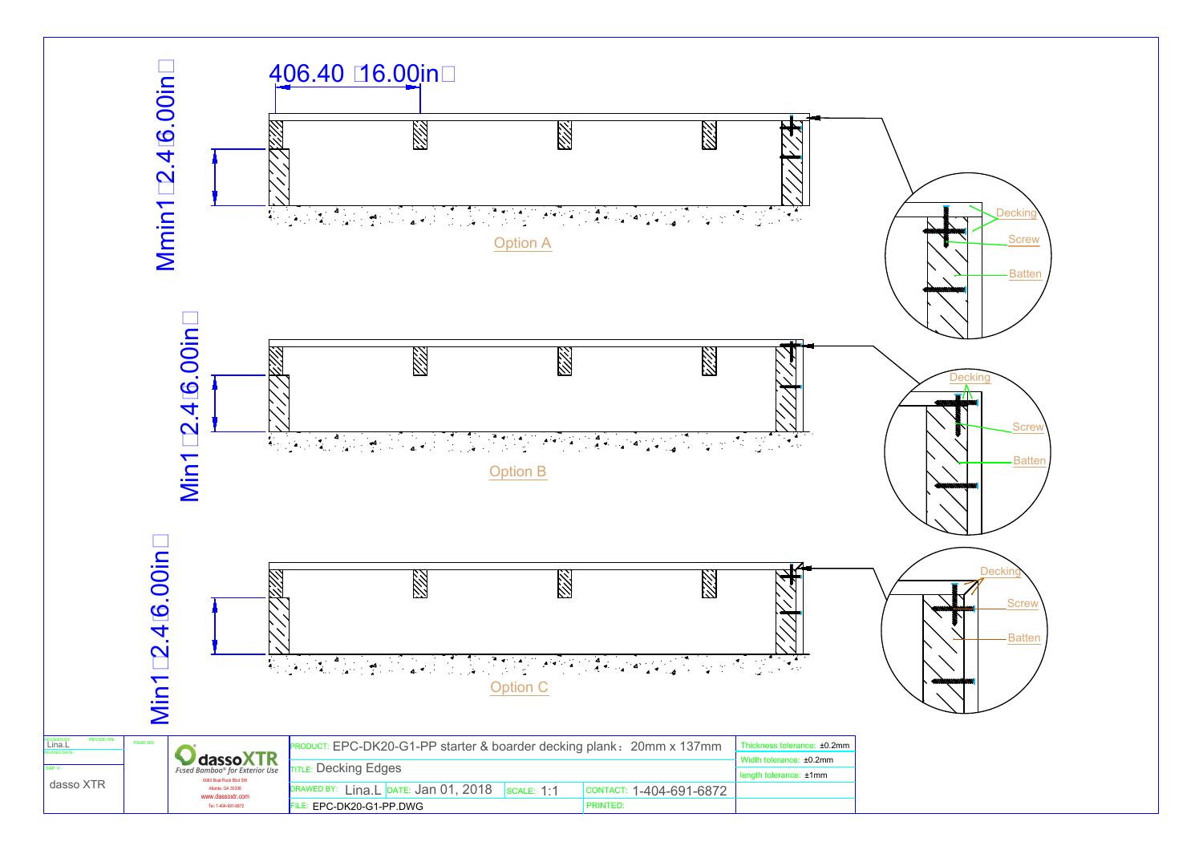406.40 16.00in

Mmin1 2.4 6.00in

Decking

Screw

Batten

Option A

Min1 2.4 6.00in

Decking

Screw

Batten

Option B

Min1 2.4 6.00in

Decking

Screw

Batten

Option C

| REVISED BY: Lina.L | REVISE ON: | PAGE NO. | dassoXTR Fused Bamboo® for Exterior Use 6060 Boat Rock Blvd SW Atlanta, GA 30336 www.dassoxtr.com Tel:1-404-691-6872 | PRODUCT: EPC-DK20-G1-PP starter & boarder decking plank：20mm x 137mm | | | | Thickness tolerance: ±0.2mm |
|---|---|---|---|---|---|---|---|---|
| REVISED DATE: | | | | TITLE: Decking Edges | | | | Width tolerance: ±0.2mm |
| SAP V.: | | | | | | | | length tolerance: ±1mm |
| dasso XTR | | | | DRAWED BY: Lina.L | DATE: Jan 01, 2018 | SCALE: 1:1 | CONTACT: 1-404-691-6872 | |
| | | | | FILE: EPC-DK20-G1-PP.DWG | | | PRINTED: | |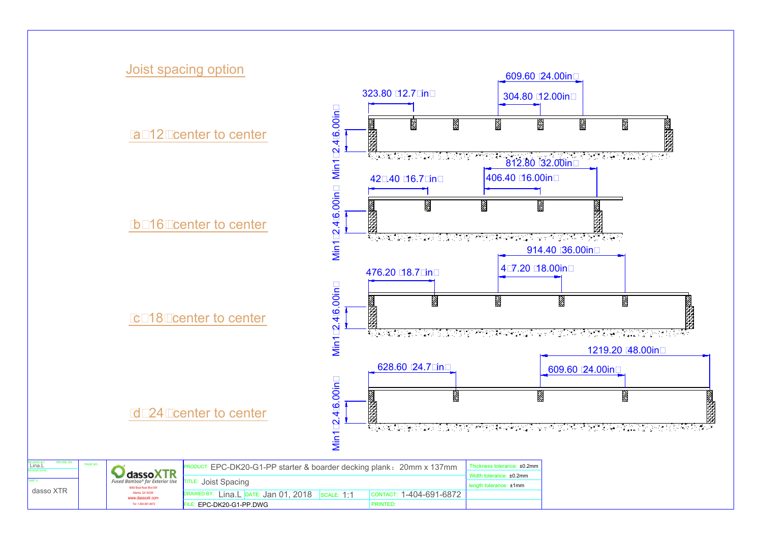# Joist spacing option

（a）12"center to center

（b）16"center to center

（c）18"center to center

（d）24"center to center

609.60（24.00in）

323.80（12.7 in）

304.80（12.00in）

Min1（2.46.00in）

812.80（32.00in）

42 .40（16.7 in）

406.40（16.00in）

Min1（2.46.00in）

914.40（36.00in）

476.20（18.7 in）

4 7.20（18.00in）

Min1（2.46.00in）

1219.20（48.00in）

628.60（24.7 in）

609.60（24.00in）

Min1（2.46.00in）

| REVISED BY: Lina.L | REVISE ON: | PAGE NO: | dassoXTR Fused Bamboo® for Exterior Use 6000 Boat Rock Blvd SW Atlanta, GA 30336 www.dassoxtr.com Tel: 1-404-691-6872 | PRODUCT: EPC-DK20-G1-PP starter & boarder decking plank：20mm x 137mm | | | Thickness tolerance: ±0.2mm |
|---|---|---|---|---|---|---|---|
| REVISED DATE: | | | | TITLE: Joist Spacing | | | Width tolerance: ±0.2mm |
| SAP V.: dasso XTR | | | | DRAWED BY: Lina.L | DATE: Jan 01, 2018 | SCALE: 1:1 | CONTACT: 1-404-691-6872 |
| | | | | FILE: EPC-DK20-G1-PP.DWG | | PRINTED: | length tolerance: ±1mm |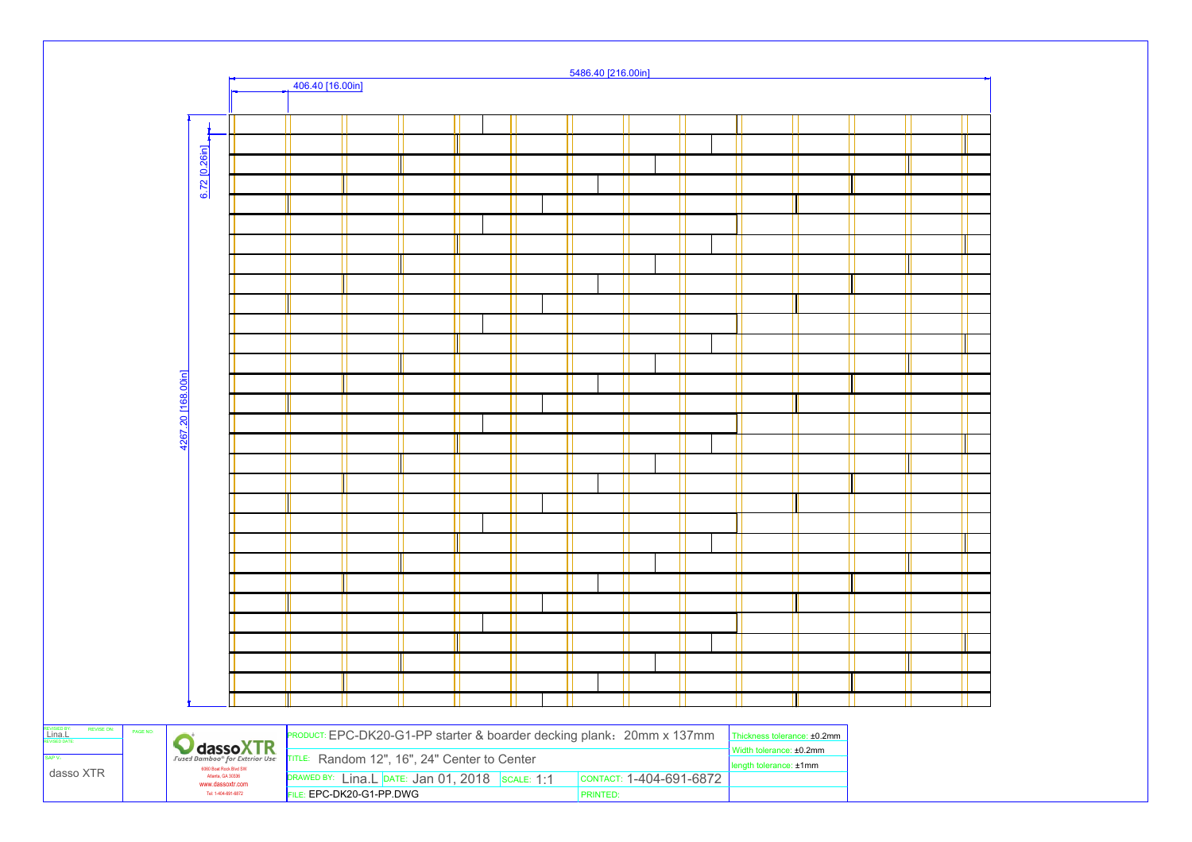5486.40 [216.00in]

406.40 [16.00in]

6.72 [0.26in]

4267.20 [168.00in]

| REVISED BY: Lina.L | REVISE ON: | PAGE NO: | dassoXTR Fused Bamboo® for Exterior Use 6060 Boat Rock Blvd SW Atlanta, GA 30336 www.dassoxtr.com Tel: 1-404-691-6872 | PRODUCT: EPC-DK20-G1-PP starter & boarder decking plank：20mm x 137mm | | | Thickness tolerance: ±0.2mm |
|---|---|---|---|---|---|---|---|
| REVISED DATE: | | | | TITLE: Random 12", 16", 24" Center to Center | | | Width tolerance: ±0.2mm |
| SAP V.: dasso XTR | | | | DRAWED BY: Lina.L | DATE: Jan 01, 2018 | SCALE: 1:1 | CONTACT: 1-404-691-6872 | length tolerance: ±1mm |
| | | | | FILE: EPC-DK20-G1-PP.DWG | | PRINTED: | |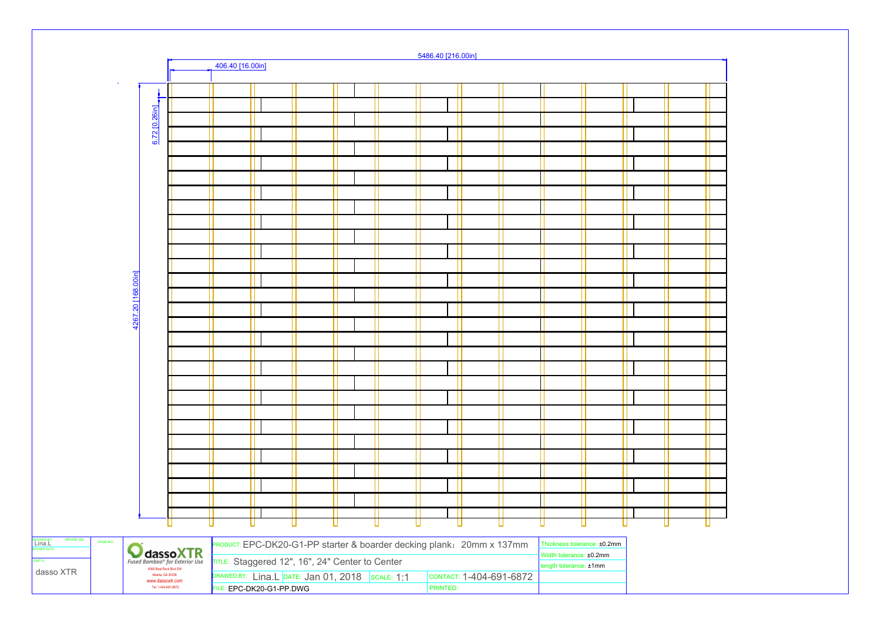5486.40 [216.00in]

406.40 [16.00in]

6.72 [0.26in]

4267.20 [168.00in]

| | | | |
|---|---|---|---|
| REVISED BY: Lina.L | REVISE ON: | PAGE NO: | |
| REVISED DATE: | | | |
| SAP V: | | | |
| dasso XTR | | | |

dasso XTR
Fused Bamboo® for Exterior Use
6068 Boat Rock Blvd SW
Atlanta, GA 30336
www.dassoxtr.com
Tel: 1-404-691-6872

| | | | |
|---|---|---|---|
| PRODUCT: EPC-DK20-G1-PP starter & boarder decking plank：20mm x 137mm | | | Thickness tolerance: ±0.2mm |
| TITLE: Staggered 12", 16", 24" Center to Center | | | Width tolerance: ±0.2mm |
| | | | length tolerance: ±1mm |
| DRAWED BY: Lina.L | DATE: Jan 01, 2018 | SCALE: 1:1 | CONTACT: 1-404-691-6872 |
| FILE: EPC-DK20-G1-PP.DWG | | | PRINTED: |